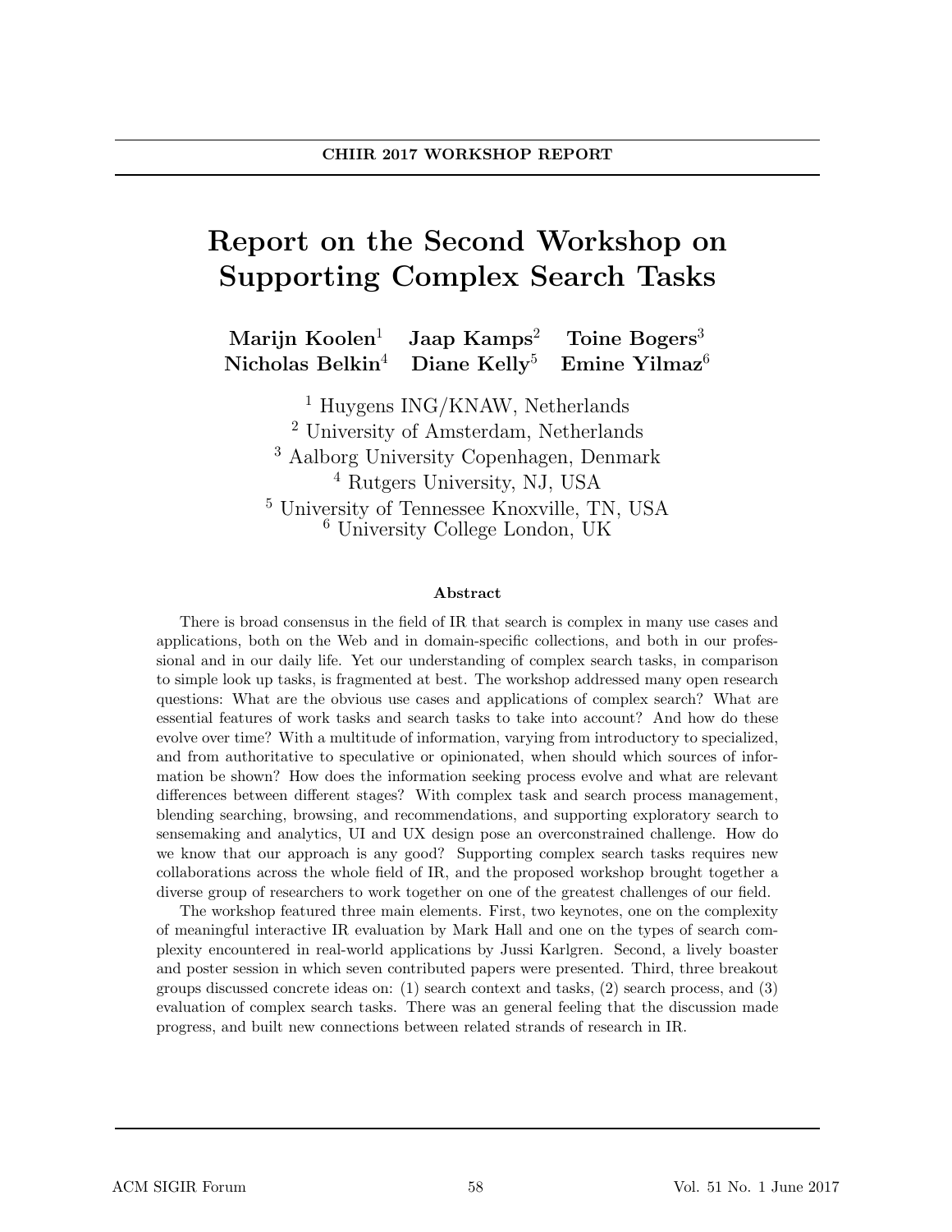**CHIIR 2017 WORKSHOP REPORT**

# Report on the Second Workshop on Supporting Complex Search Tasks

**Marijn Koolen**[1] **Jaap Kamps**[2] **Toine Bogers**[3]
**Nicholas Belkin**[4] **Diane Kelly**[5] **Emine Yilmaz**[6]

[1] Huygens ING/KNAW, Netherlands
[2] University of Amsterdam, Netherlands
[3] Aalborg University Copenhagen, Denmark
[4] Rutgers University, NJ, USA
[5] University of Tennessee Knoxville, TN, USA
[6] University College London, UK

### Abstract

There is broad consensus in the field of IR that search is complex in many use cases and applications, both on the Web and in domain-specific collections, and both in our professional and in our daily life. Yet our understanding of complex search tasks, in comparison to simple look up tasks, is fragmented at best. The workshop addressed many open research questions: What are the obvious use cases and applications of complex search? What are essential features of work tasks and search tasks to take into account? And how do these evolve over time? With a multitude of information, varying from introductory to specialized, and from authoritative to speculative or opinionated, when should which sources of information be shown? How does the information seeking process evolve and what are relevant differences between different stages? With complex task and search process management, blending searching, browsing, and recommendations, and supporting exploratory search to sensemaking and analytics, UI and UX design pose an overconstrained challenge. How do we know that our approach is any good? Supporting complex search tasks requires new collaborations across the whole field of IR, and the proposed workshop brought together a diverse group of researchers to work together on one of the greatest challenges of our field.

The workshop featured three main elements. First, two keynotes, one on the complexity of meaningful interactive IR evaluation by Mark Hall and one on the types of search complexity encountered in real-world applications by Jussi Karlgren. Second, a lively boaster and poster session in which seven contributed papers were presented. Third, three breakout groups discussed concrete ideas on: (1) search context and tasks, (2) search process, and (3) evaluation of complex search tasks. There was an general feeling that the discussion made progress, and built new connections between related strands of research in IR.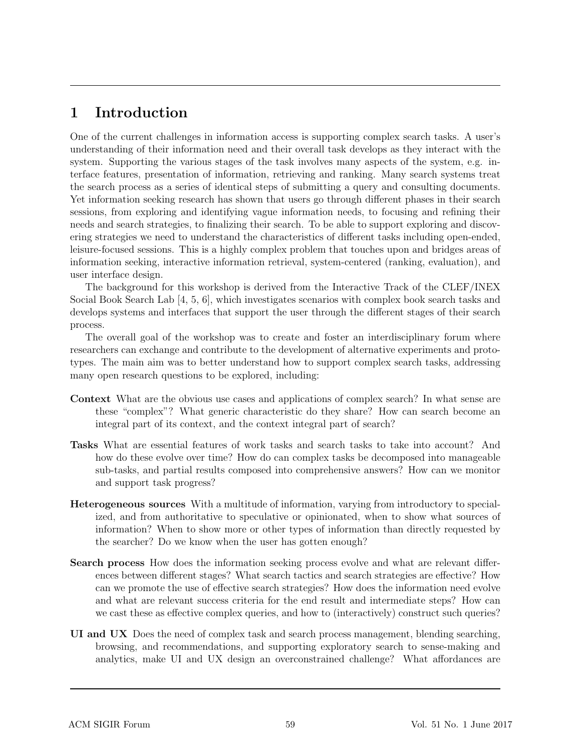# 1 Introduction

One of the current challenges in information access is supporting complex search tasks. A user's understanding of their information need and their overall task develops as they interact with the system. Supporting the various stages of the task involves many aspects of the system, e.g. interface features, presentation of information, retrieving and ranking. Many search systems treat the search process as a series of identical steps of submitting a query and consulting documents. Yet information seeking research has shown that users go through different phases in their search sessions, from exploring and identifying vague information needs, to focusing and refining their needs and search strategies, to finalizing their search. To be able to support exploring and discovering strategies we need to understand the characteristics of different tasks including open-ended, leisure-focused sessions. This is a highly complex problem that touches upon and bridges areas of information seeking, interactive information retrieval, system-centered (ranking, evaluation), and user interface design.

The background for this workshop is derived from the Interactive Track of the CLEF/INEX Social Book Search Lab [4, 5, 6], which investigates scenarios with complex book search tasks and develops systems and interfaces that support the user through the different stages of their search process.

The overall goal of the workshop was to create and foster an interdisciplinary forum where researchers can exchange and contribute to the development of alternative experiments and prototypes. The main aim was to better understand how to support complex search tasks, addressing many open research questions to be explored, including:

**Context** What are the obvious use cases and applications of complex search? In what sense are these "complex"? What generic characteristic do they share? How can search become an integral part of its context, and the context integral part of search?

**Tasks** What are essential features of work tasks and search tasks to take into account? And how do these evolve over time? How do can complex tasks be decomposed into manageable sub-tasks, and partial results composed into comprehensive answers? How can we monitor and support task progress?

**Heterogeneous sources** With a multitude of information, varying from introductory to specialized, and from authoritative to speculative or opinionated, when to show what sources of information? When to show more or other types of information than directly requested by the searcher? Do we know when the user has gotten enough?

**Search process** How does the information seeking process evolve and what are relevant differences between different stages? What search tactics and search strategies are effective? How can we promote the use of effective search strategies? How does the information need evolve and what are relevant success criteria for the end result and intermediate steps? How can we cast these as effective complex queries, and how to (interactively) construct such queries?

**UI and UX** Does the need of complex task and search process management, blending searching, browsing, and recommendations, and supporting exploratory search to sense-making and analytics, make UI and UX design an overconstrained challenge? What affordances are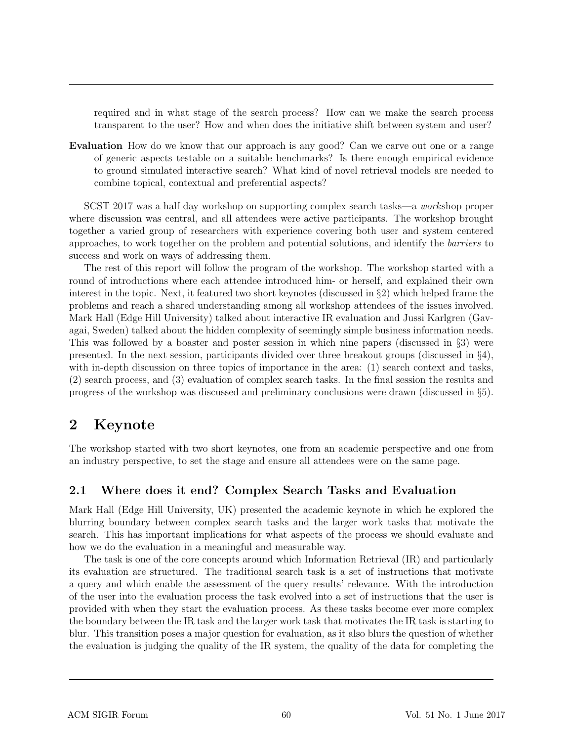required and in what stage of the search process? How can we make the search process transparent to the user? How and when does the initiative shift between system and user?

**Evaluation** How do we know that our approach is any good? Can we carve out one or a range of generic aspects testable on a suitable benchmarks? Is there enough empirical evidence to ground simulated interactive search? What kind of novel retrieval models are needed to combine topical, contextual and preferential aspects?

SCST 2017 was a half day workshop on supporting complex search tasks—a *work*shop proper where discussion was central, and all attendees were active participants. The workshop brought together a varied group of researchers with experience covering both user and system centered approaches, to work together on the problem and potential solutions, and identify the *barriers* to success and work on ways of addressing them.

The rest of this report will follow the program of the workshop. The workshop started with a round of introductions where each attendee introduced him- or herself, and explained their own interest in the topic. Next, it featured two short keynotes (discussed in §2) which helped frame the problems and reach a shared understanding among all workshop attendees of the issues involved. Mark Hall (Edge Hill University) talked about interactive IR evaluation and Jussi Karlgren (Gavagai, Sweden) talked about the hidden complexity of seemingly simple business information needs. This was followed by a boaster and poster session in which nine papers (discussed in §3) were presented. In the next session, participants divided over three breakout groups (discussed in §4), with in-depth discussion on three topics of importance in the area: (1) search context and tasks, (2) search process, and (3) evaluation of complex search tasks. In the final session the results and progress of the workshop was discussed and preliminary conclusions were drawn (discussed in §5).

## 2 Keynote

The workshop started with two short keynotes, one from an academic perspective and one from an industry perspective, to set the stage and ensure all attendees were on the same page.

### 2.1 Where does it end? Complex Search Tasks and Evaluation

Mark Hall (Edge Hill University, UK) presented the academic keynote in which he explored the blurring boundary between complex search tasks and the larger work tasks that motivate the search. This has important implications for what aspects of the process we should evaluate and how we do the evaluation in a meaningful and measurable way.

The task is one of the core concepts around which Information Retrieval (IR) and particularly its evaluation are structured. The traditional search task is a set of instructions that motivate a query and which enable the assessment of the query results' relevance. With the introduction of the user into the evaluation process the task evolved into a set of instructions that the user is provided with when they start the evaluation process. As these tasks become ever more complex the boundary between the IR task and the larger work task that motivates the IR task is starting to blur. This transition poses a major question for evaluation, as it also blurs the question of whether the evaluation is judging the quality of the IR system, the quality of the data for completing the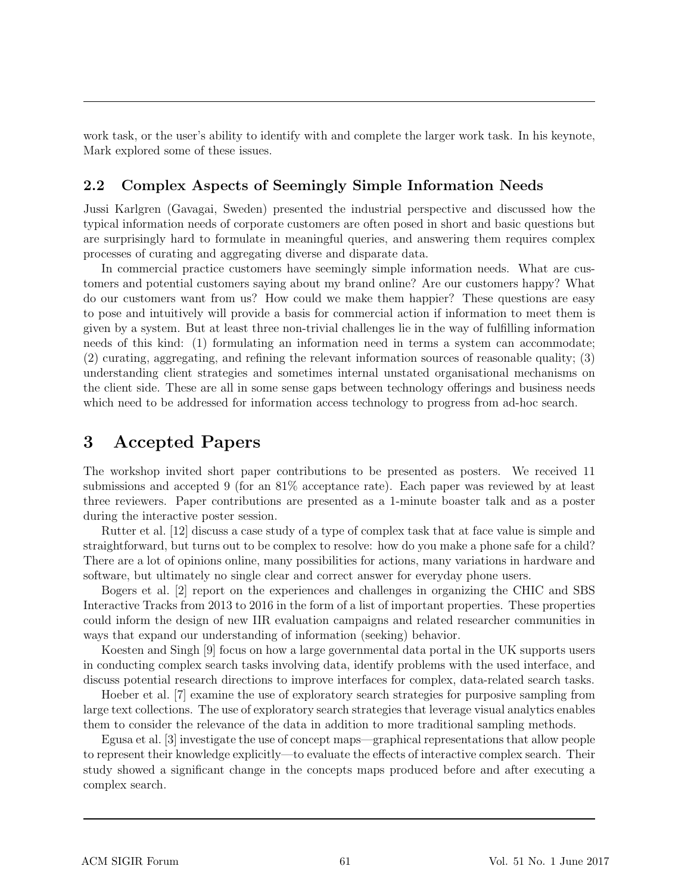work task, or the user's ability to identify with and complete the larger work task. In his keynote, Mark explored some of these issues.

### 2.2 Complex Aspects of Seemingly Simple Information Needs

Jussi Karlgren (Gavagai, Sweden) presented the industrial perspective and discussed how the typical information needs of corporate customers are often posed in short and basic questions but are surprisingly hard to formulate in meaningful queries, and answering them requires complex processes of curating and aggregating diverse and disparate data.

In commercial practice customers have seemingly simple information needs. What are customers and potential customers saying about my brand online? Are our customers happy? What do our customers want from us? How could we make them happier? These questions are easy to pose and intuitively will provide a basis for commercial action if information to meet them is given by a system. But at least three non-trivial challenges lie in the way of fulfilling information needs of this kind: (1) formulating an information need in terms a system can accommodate; (2) curating, aggregating, and refining the relevant information sources of reasonable quality; (3) understanding client strategies and sometimes internal unstated organisational mechanisms on the client side. These are all in some sense gaps between technology offerings and business needs which need to be addressed for information access technology to progress from ad-hoc search.

## 3 Accepted Papers

The workshop invited short paper contributions to be presented as posters. We received 11 submissions and accepted 9 (for an 81% acceptance rate). Each paper was reviewed by at least three reviewers. Paper contributions are presented as a 1-minute boaster talk and as a poster during the interactive poster session.

Rutter et al. [12] discuss a case study of a type of complex task that at face value is simple and straightforward, but turns out to be complex to resolve: how do you make a phone safe for a child? There are a lot of opinions online, many possibilities for actions, many variations in hardware and software, but ultimately no single clear and correct answer for everyday phone users.

Bogers et al. [2] report on the experiences and challenges in organizing the CHIC and SBS Interactive Tracks from 2013 to 2016 in the form of a list of important properties. These properties could inform the design of new IIR evaluation campaigns and related researcher communities in ways that expand our understanding of information (seeking) behavior.

Koesten and Singh [9] focus on how a large governmental data portal in the UK supports users in conducting complex search tasks involving data, identify problems with the used interface, and discuss potential research directions to improve interfaces for complex, data-related search tasks.

Hoeber et al. [7] examine the use of exploratory search strategies for purposive sampling from large text collections. The use of exploratory search strategies that leverage visual analytics enables them to consider the relevance of the data in addition to more traditional sampling methods.

Egusa et al. [3] investigate the use of concept maps—graphical representations that allow people to represent their knowledge explicitly—to evaluate the effects of interactive complex search. Their study showed a significant change in the concepts maps produced before and after executing a complex search.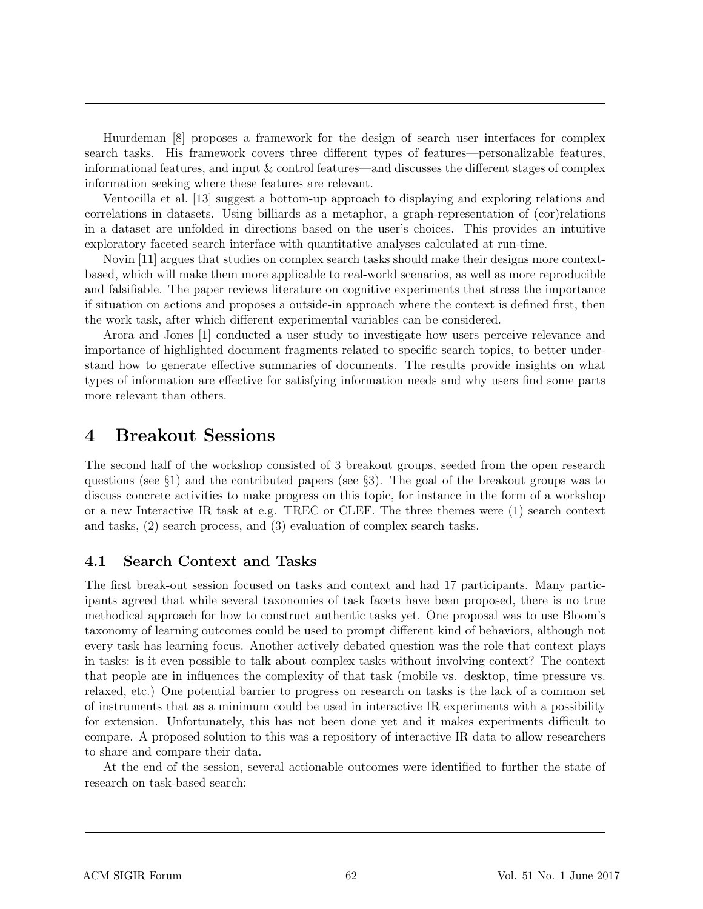Huurdeman [8] proposes a framework for the design of search user interfaces for complex search tasks. His framework covers three different types of features—personalizable features, informational features, and input & control features—and discusses the different stages of complex information seeking where these features are relevant.

Ventocilla et al. [13] suggest a bottom-up approach to displaying and exploring relations and correlations in datasets. Using billiards as a metaphor, a graph-representation of (cor)relations in a dataset are unfolded in directions based on the user's choices. This provides an intuitive exploratory faceted search interface with quantitative analyses calculated at run-time.

Novin [11] argues that studies on complex search tasks should make their designs more context-based, which will make them more applicable to real-world scenarios, as well as more reproducible and falsifiable. The paper reviews literature on cognitive experiments that stress the importance if situation on actions and proposes a outside-in approach where the context is defined first, then the work task, after which different experimental variables can be considered.

Arora and Jones [1] conducted a user study to investigate how users perceive relevance and importance of highlighted document fragments related to specific search topics, to better understand how to generate effective summaries of documents. The results provide insights on what types of information are effective for satisfying information needs and why users find some parts more relevant than others.

# 4 Breakout Sessions

The second half of the workshop consisted of 3 breakout groups, seeded from the open research questions (see §1) and the contributed papers (see §3). The goal of the breakout groups was to discuss concrete activities to make progress on this topic, for instance in the form of a workshop or a new Interactive IR task at e.g. TREC or CLEF. The three themes were (1) search context and tasks, (2) search process, and (3) evaluation of complex search tasks.

## 4.1 Search Context and Tasks

The first break-out session focused on tasks and context and had 17 participants. Many participants agreed that while several taxonomies of task facets have been proposed, there is no true methodical approach for how to construct authentic tasks yet. One proposal was to use Bloom's taxonomy of learning outcomes could be used to prompt different kind of behaviors, although not every task has learning focus. Another actively debated question was the role that context plays in tasks: is it even possible to talk about complex tasks without involving context? The context that people are in influences the complexity of that task (mobile vs. desktop, time pressure vs. relaxed, etc.) One potential barrier to progress on research on tasks is the lack of a common set of instruments that as a minimum could be used in interactive IR experiments with a possibility for extension. Unfortunately, this has not been done yet and it makes experiments difficult to compare. A proposed solution to this was a repository of interactive IR data to allow researchers to share and compare their data.

At the end of the session, several actionable outcomes were identified to further the state of research on task-based search: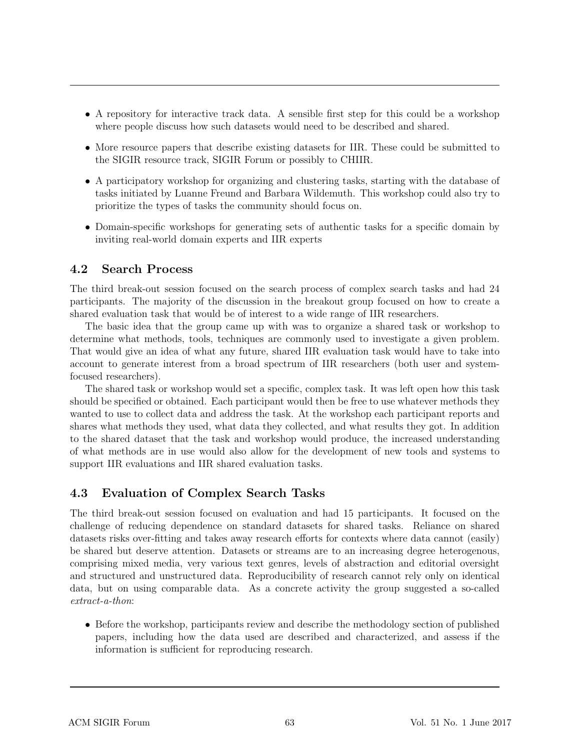- A repository for interactive track data. A sensible first step for this could be a workshop where people discuss how such datasets would need to be described and shared.
- More resource papers that describe existing datasets for IIR. These could be submitted to the SIGIR resource track, SIGIR Forum or possibly to CHIIR.
- A participatory workshop for organizing and clustering tasks, starting with the database of tasks initiated by Luanne Freund and Barbara Wildemuth. This workshop could also try to prioritize the types of tasks the community should focus on.
- Domain-specific workshops for generating sets of authentic tasks for a specific domain by inviting real-world domain experts and IIR experts

## 4.2 Search Process

The third break-out session focused on the search process of complex search tasks and had 24 participants. The majority of the discussion in the breakout group focused on how to create a shared evaluation task that would be of interest to a wide range of IIR researchers.

The basic idea that the group came up with was to organize a shared task or workshop to determine what methods, tools, techniques are commonly used to investigate a given problem. That would give an idea of what any future, shared IIR evaluation task would have to take into account to generate interest from a broad spectrum of IIR researchers (both user and system-focused researchers).

The shared task or workshop would set a specific, complex task. It was left open how this task should be specified or obtained. Each participant would then be free to use whatever methods they wanted to use to collect data and address the task. At the workshop each participant reports and shares what methods they used, what data they collected, and what results they got. In addition to the shared dataset that the task and workshop would produce, the increased understanding of what methods are in use would also allow for the development of new tools and systems to support IIR evaluations and IIR shared evaluation tasks.

## 4.3 Evaluation of Complex Search Tasks

The third break-out session focused on evaluation and had 15 participants. It focused on the challenge of reducing dependence on standard datasets for shared tasks. Reliance on shared datasets risks over-fitting and takes away research efforts for contexts where data cannot (easily) be shared but deserve attention. Datasets or streams are to an increasing degree heterogenous, comprising mixed media, very various text genres, levels of abstraction and editorial oversight and structured and unstructured data. Reproducibility of research cannot rely only on identical data, but on using comparable data. As a concrete activity the group suggested a so-called *extract-a-thon*:

- Before the workshop, participants review and describe the methodology section of published papers, including how the data used are described and characterized, and assess if the information is sufficient for reproducing research.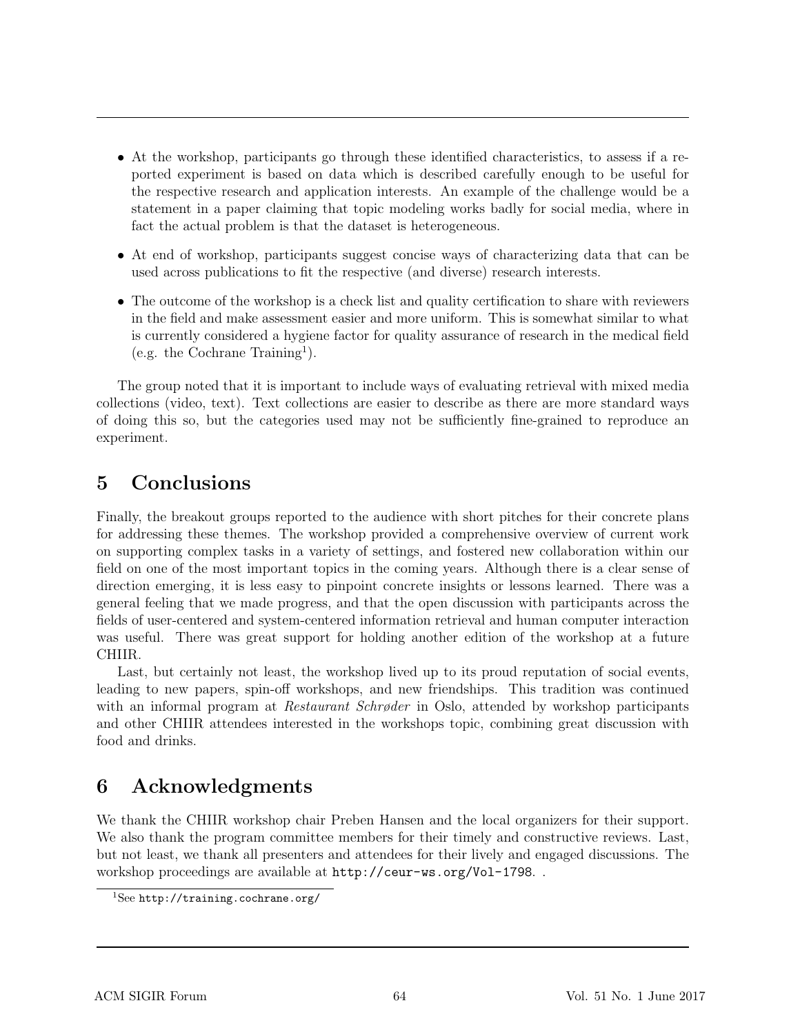- At the workshop, participants go through these identified characteristics, to assess if a reported experiment is based on data which is described carefully enough to be useful for the respective research and application interests. An example of the challenge would be a statement in a paper claiming that topic modeling works badly for social media, where in fact the actual problem is that the dataset is heterogeneous.
- At end of workshop, participants suggest concise ways of characterizing data that can be used across publications to fit the respective (and diverse) research interests.
- The outcome of the workshop is a check list and quality certification to share with reviewers in the field and make assessment easier and more uniform. This is somewhat similar to what is currently considered a hygiene factor for quality assurance of research in the medical field (e.g. the Cochrane Training[1]).

The group noted that it is important to include ways of evaluating retrieval with mixed media collections (video, text). Text collections are easier to describe as there are more standard ways of doing this so, but the categories used may not be sufficiently fine-grained to reproduce an experiment.

# 5 Conclusions

Finally, the breakout groups reported to the audience with short pitches for their concrete plans for addressing these themes. The workshop provided a comprehensive overview of current work on supporting complex tasks in a variety of settings, and fostered new collaboration within our field on one of the most important topics in the coming years. Although there is a clear sense of direction emerging, it is less easy to pinpoint concrete insights or lessons learned. There was a general feeling that we made progress, and that the open discussion with participants across the fields of user-centered and system-centered information retrieval and human computer interaction was useful. There was great support for holding another edition of the workshop at a future CHIIR.

Last, but certainly not least, the workshop lived up to its proud reputation of social events, leading to new papers, spin-off workshops, and new friendships. This tradition was continued with an informal program at *Restaurant Schrøder* in Oslo, attended by workshop participants and other CHIIR attendees interested in the workshops topic, combining great discussion with food and drinks.

# 6 Acknowledgments

We thank the CHIIR workshop chair Preben Hansen and the local organizers for their support. We also thank the program committee members for their timely and constructive reviews. Last, but not least, we thank all presenters and attendees for their lively and engaged discussions. The workshop proceedings are available at `http://ceur-ws.org/Vol-1798`. .

[1]See `http://training.cochrane.org/`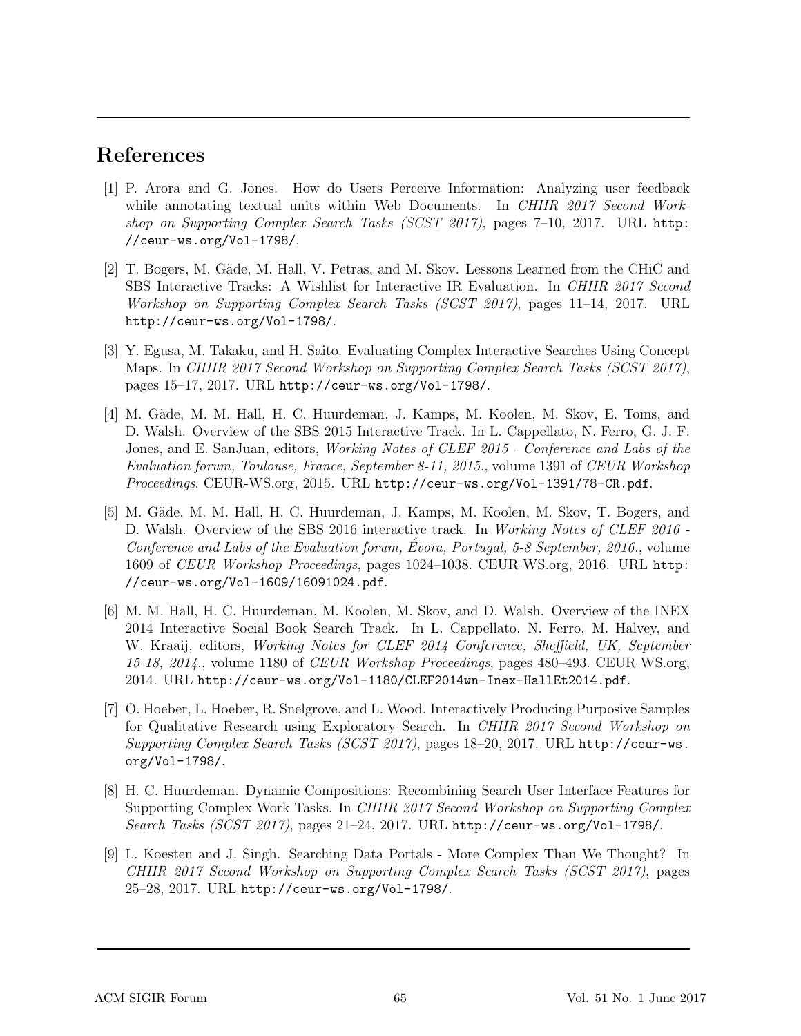## References

[1] P. Arora and G. Jones. How do Users Perceive Information: Analyzing user feedback while annotating textual units within Web Documents. In *CHIIR 2017 Second Workshop on Supporting Complex Search Tasks (SCST 2017)*, pages 7–10, 2017. URL `http://ceur-ws.org/Vol-1798/`.

[2] T. Bogers, M. Gäde, M. Hall, V. Petras, and M. Skov. Lessons Learned from the CHiC and SBS Interactive Tracks: A Wishlist for Interactive IR Evaluation. In *CHIIR 2017 Second Workshop on Supporting Complex Search Tasks (SCST 2017)*, pages 11–14, 2017. URL `http://ceur-ws.org/Vol-1798/`.

[3] Y. Egusa, M. Takaku, and H. Saito. Evaluating Complex Interactive Searches Using Concept Maps. In *CHIIR 2017 Second Workshop on Supporting Complex Search Tasks (SCST 2017)*, pages 15–17, 2017. URL `http://ceur-ws.org/Vol-1798/`.

[4] M. Gäde, M. M. Hall, H. C. Huurdeman, J. Kamps, M. Koolen, M. Skov, E. Toms, and D. Walsh. Overview of the SBS 2015 Interactive Track. In L. Cappellato, N. Ferro, G. J. F. Jones, and E. SanJuan, editors, *Working Notes of CLEF 2015 - Conference and Labs of the Evaluation forum, Toulouse, France, September 8-11, 2015.*, volume 1391 of *CEUR Workshop Proceedings*. CEUR-WS.org, 2015. URL `http://ceur-ws.org/Vol-1391/78-CR.pdf`.

[5] M. Gäde, M. M. Hall, H. C. Huurdeman, J. Kamps, M. Koolen, M. Skov, T. Bogers, and D. Walsh. Overview of the SBS 2016 interactive track. In *Working Notes of CLEF 2016 - Conference and Labs of the Evaluation forum, Évora, Portugal, 5-8 September, 2016.*, volume 1609 of *CEUR Workshop Proceedings*, pages 1024–1038. CEUR-WS.org, 2016. URL `http://ceur-ws.org/Vol-1609/16091024.pdf`.

[6] M. M. Hall, H. C. Huurdeman, M. Koolen, M. Skov, and D. Walsh. Overview of the INEX 2014 Interactive Social Book Search Track. In L. Cappellato, N. Ferro, M. Halvey, and W. Kraaij, editors, *Working Notes for CLEF 2014 Conference, Sheffield, UK, September 15-18, 2014.*, volume 1180 of *CEUR Workshop Proceedings*, pages 480–493. CEUR-WS.org, 2014. URL `http://ceur-ws.org/Vol-1180/CLEF2014wn-Inex-HallEt2014.pdf`.

[7] O. Hoeber, L. Hoeber, R. Snelgrove, and L. Wood. Interactively Producing Purposive Samples for Qualitative Research using Exploratory Search. In *CHIIR 2017 Second Workshop on Supporting Complex Search Tasks (SCST 2017)*, pages 18–20, 2017. URL `http://ceur-ws.org/Vol-1798/`.

[8] H. C. Huurdeman. Dynamic Compositions: Recombining Search User Interface Features for Supporting Complex Work Tasks. In *CHIIR 2017 Second Workshop on Supporting Complex Search Tasks (SCST 2017)*, pages 21–24, 2017. URL `http://ceur-ws.org/Vol-1798/`.

[9] L. Koesten and J. Singh. Searching Data Portals - More Complex Than We Thought? In *CHIIR 2017 Second Workshop on Supporting Complex Search Tasks (SCST 2017)*, pages 25–28, 2017. URL `http://ceur-ws.org/Vol-1798/`.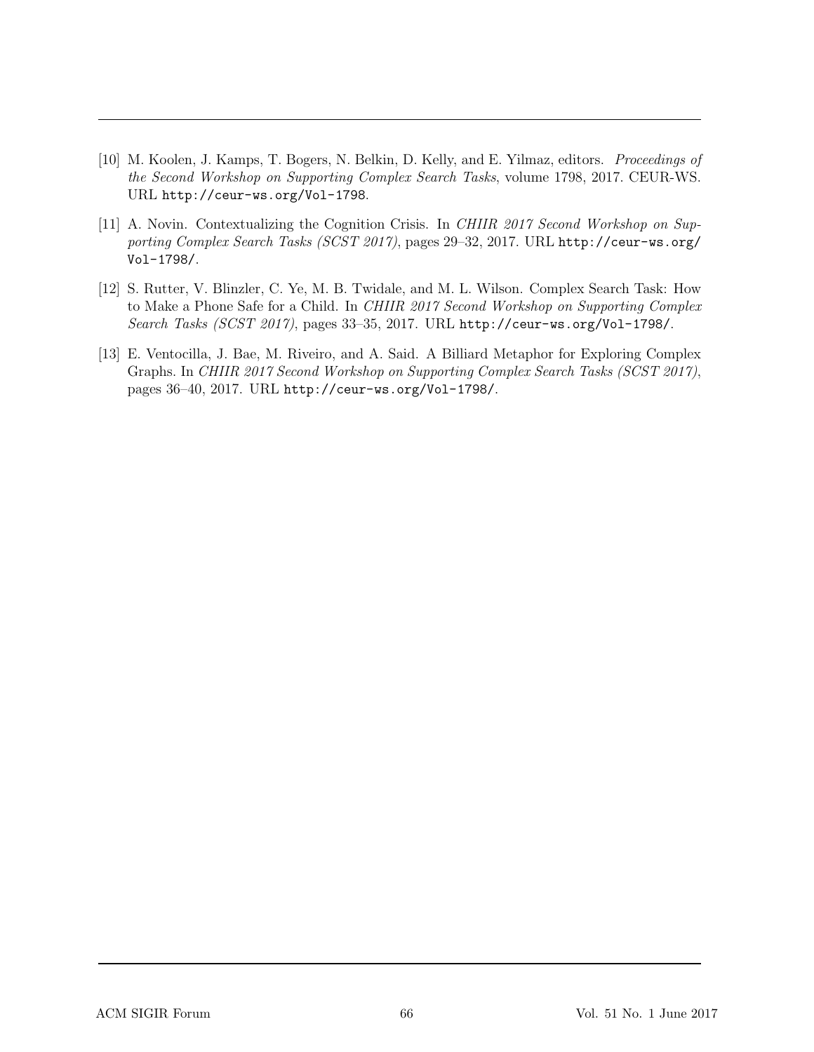[10] M. Koolen, J. Kamps, T. Bogers, N. Belkin, D. Kelly, and E. Yilmaz, editors. *Proceedings of the Second Workshop on Supporting Complex Search Tasks*, volume 1798, 2017. CEUR-WS. URL `http://ceur-ws.org/Vol-1798`.

[11] A. Novin. Contextualizing the Cognition Crisis. In *CHIIR 2017 Second Workshop on Supporting Complex Search Tasks (SCST 2017)*, pages 29–32, 2017. URL `http://ceur-ws.org/Vol-1798/`.

[12] S. Rutter, V. Blinzler, C. Ye, M. B. Twidale, and M. L. Wilson. Complex Search Task: How to Make a Phone Safe for a Child. In *CHIIR 2017 Second Workshop on Supporting Complex Search Tasks (SCST 2017)*, pages 33–35, 2017. URL `http://ceur-ws.org/Vol-1798/`.

[13] E. Ventocilla, J. Bae, M. Riveiro, and A. Said. A Billiard Metaphor for Exploring Complex Graphs. In *CHIIR 2017 Second Workshop on Supporting Complex Search Tasks (SCST 2017)*, pages 36–40, 2017. URL `http://ceur-ws.org/Vol-1798/`.